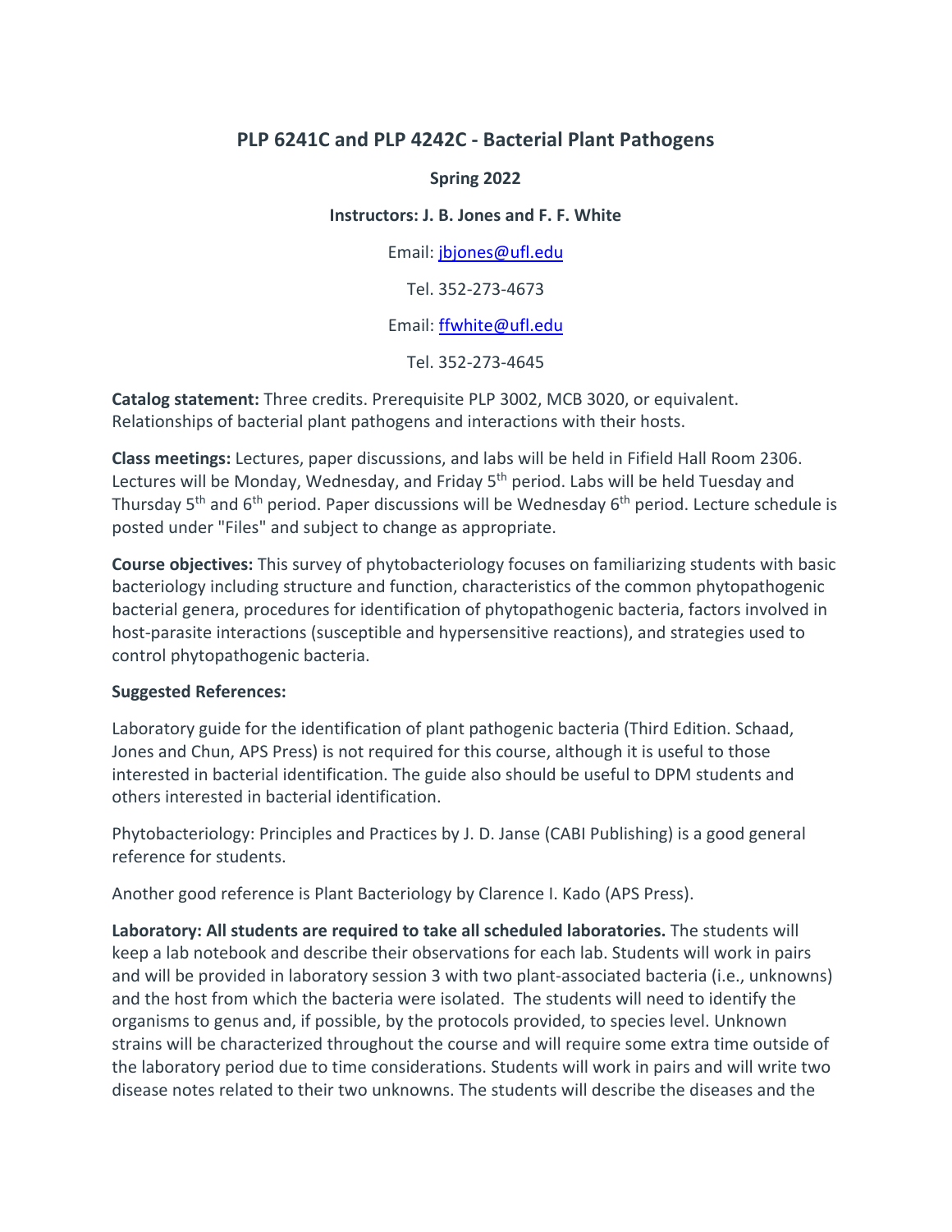# PLP 6241C and PLP 4242C - Bacterial Plant Pathogens

**Spring 2022**

**Instructors: J. B. Jones and F. F. White**

Email: [jbjones@ufl.edu](mailto:jbjones@ufl.edu)

Tel. 352-273-4673

Email: [ffwhite@ufl.edu](mailto:ffwhite@ufl.edu)

Tel. 352-273-4645

**Catalog statement:** Three credits. Prerequisite PLP 3002, MCB 3020, or equivalent. Relationships of bacterial plant pathogens and interactions with their hosts.

**Class meetings:** Lectures, paper discussions, and labs will be held in Fifield Hall Room 2306. Lectures will be Monday, Wednesday, and Friday 5th period. Labs will be held Tuesday and Thursday 5th and 6th period. Paper discussions will be Wednesday 6th period. Lecture schedule is posted under "Files" and subject to change as appropriate.

**Course objectives:** This survey of phytobacteriology focuses on familiarizing students with basic bacteriology including structure and function, characteristics of the common phytopathogenic bacterial genera, procedures for identification of phytopathogenic bacteria, factors involved in host-parasite interactions (susceptible and hypersensitive reactions), and strategies used to control phytopathogenic bacteria.

**Suggested References:**

Laboratory guide for the identification of plant pathogenic bacteria (Third Edition. Schaad, Jones and Chun, APS Press) is not required for this course, although it is useful to those interested in bacterial identification. The guide also should be useful to DPM students and others interested in bacterial identification.

Phytobacteriology: Principles and Practices by J. D. Janse (CABI Publishing) is a good general reference for students.

Another good reference is Plant Bacteriology by Clarence I. Kado (APS Press).

**Laboratory: All students are required to take all scheduled laboratories.** The students will keep a lab notebook and describe their observations for each lab. Students will work in pairs and will be provided in laboratory session 3 with two plant-associated bacteria (i.e., unknowns) and the host from which the bacteria were isolated. The students will need to identify the organisms to genus and, if possible, by the protocols provided, to species level. Unknown strains will be characterized throughout the course and will require some extra time outside of the laboratory period due to time considerations. Students will work in pairs and will write two disease notes related to their two unknowns. The students will describe the diseases and the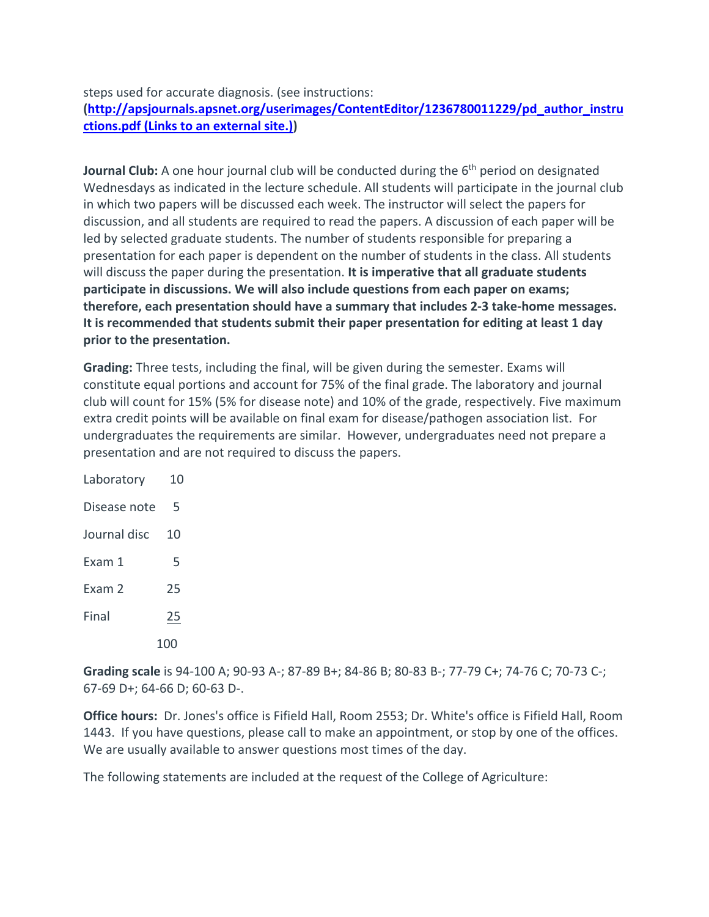steps used for accurate diagnosis. (see instructions: **([http://apsjournals.apsnet.org/userimages/ContentEditor/1236780011229/pd_author_instructions.pdf (Links to an external site.)](http://apsjournals.apsnet.org/userimages/ContentEditor/1236780011229/pd_author_instructions.pdf))**

**Journal Club:** A one hour journal club will be conducted during the 6th period on designated Wednesdays as indicated in the lecture schedule. All students will participate in the journal club in which two papers will be discussed each week. The instructor will select the papers for discussion, and all students are required to read the papers. A discussion of each paper will be led by selected graduate students. The number of students responsible for preparing a presentation for each paper is dependent on the number of students in the class. All students will discuss the paper during the presentation. **It is imperative that all graduate students participate in discussions. We will also include questions from each paper on exams; therefore, each presentation should have a summary that includes 2-3 take-home messages. It is recommended that students submit their paper presentation for editing at least 1 day prior to the presentation.**

**Grading:** Three tests, including the final, will be given during the semester. Exams will constitute equal portions and account for 75% of the final grade. The laboratory and journal club will count for 15% (5% for disease note) and 10% of the grade, respectively. Five maximum extra credit points will be available on final exam for disease/pathogen association list. For undergraduates the requirements are similar. However, undergraduates need not prepare a presentation and are not required to discuss the papers.

| | |
|---|---|
| Laboratory | 10 |
| Disease note | 5 |
| Journal disc | 10 |
| Exam 1 | 5 |
| Exam 2 | 25 |
| Final | 25 |
| | 100 |

**Grading scale** is 94-100 A; 90-93 A-; 87-89 B+; 84-86 B; 80-83 B-; 77-79 C+; 74-76 C; 70-73 C-; 67-69 D+; 64-66 D; 60-63 D-.

**Office hours:** Dr. Jones's office is Fifield Hall, Room 2553; Dr. White's office is Fifield Hall, Room 1443. If you have questions, please call to make an appointment, or stop by one of the offices. We are usually available to answer questions most times of the day.

The following statements are included at the request of the College of Agriculture: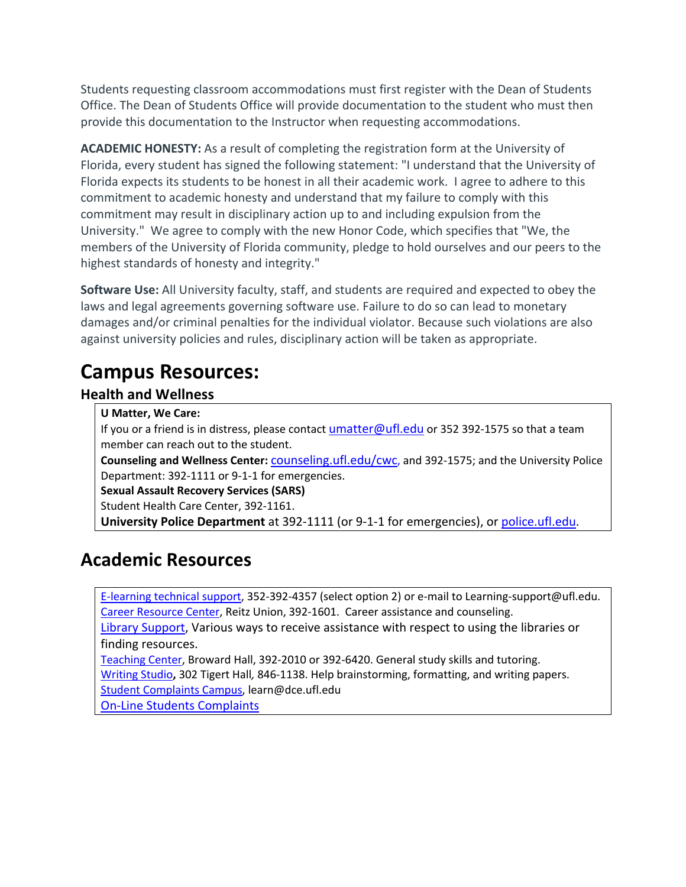Students requesting classroom accommodations must first register with the Dean of Students Office. The Dean of Students Office will provide documentation to the student who must then provide this documentation to the Instructor when requesting accommodations.

**ACADEMIC HONESTY:** As a result of completing the registration form at the University of Florida, every student has signed the following statement: "I understand that the University of Florida expects its students to be honest in all their academic work. I agree to adhere to this commitment to academic honesty and understand that my failure to comply with this commitment may result in disciplinary action up to and including expulsion from the University." We agree to comply with the new Honor Code, which specifies that "We, the members of the University of Florida community, pledge to hold ourselves and our peers to the highest standards of honesty and integrity."

**Software Use:** All University faculty, staff, and students are required and expected to obey the laws and legal agreements governing software use. Failure to do so can lead to monetary damages and/or criminal penalties for the individual violator. Because such violations are also against university policies and rules, disciplinary action will be taken as appropriate.

# Campus Resources:

### Health and Wellness

**U Matter, We Care:**
If you or a friend is in distress, please contact umatter@ufl.edu or 352 392-1575 so that a team member can reach out to the student.
**Counseling and Wellness Center:** counseling.ufl.edu/cwc, and 392-1575; and the University Police Department: 392-1111 or 9-1-1 for emergencies.
**Sexual Assault Recovery Services (SARS)**
Student Health Care Center, 392-1161.
**University Police Department** at 392-1111 (or 9-1-1 for emergencies), or police.ufl.edu.

# Academic Resources

E-learning technical support, 352-392-4357 (select option 2) or e-mail to Learning-support@ufl.edu.
Career Resource Center, Reitz Union, 392-1601. Career assistance and counseling.
Library Support, Various ways to receive assistance with respect to using the libraries or finding resources.
Teaching Center, Broward Hall, 392-2010 or 392-6420. General study skills and tutoring.
Writing Studio, 302 Tigert Hall, 846-1138. Help brainstorming, formatting, and writing papers.
Student Complaints Campus, learn@dce.ufl.edu
On-Line Students Complaints